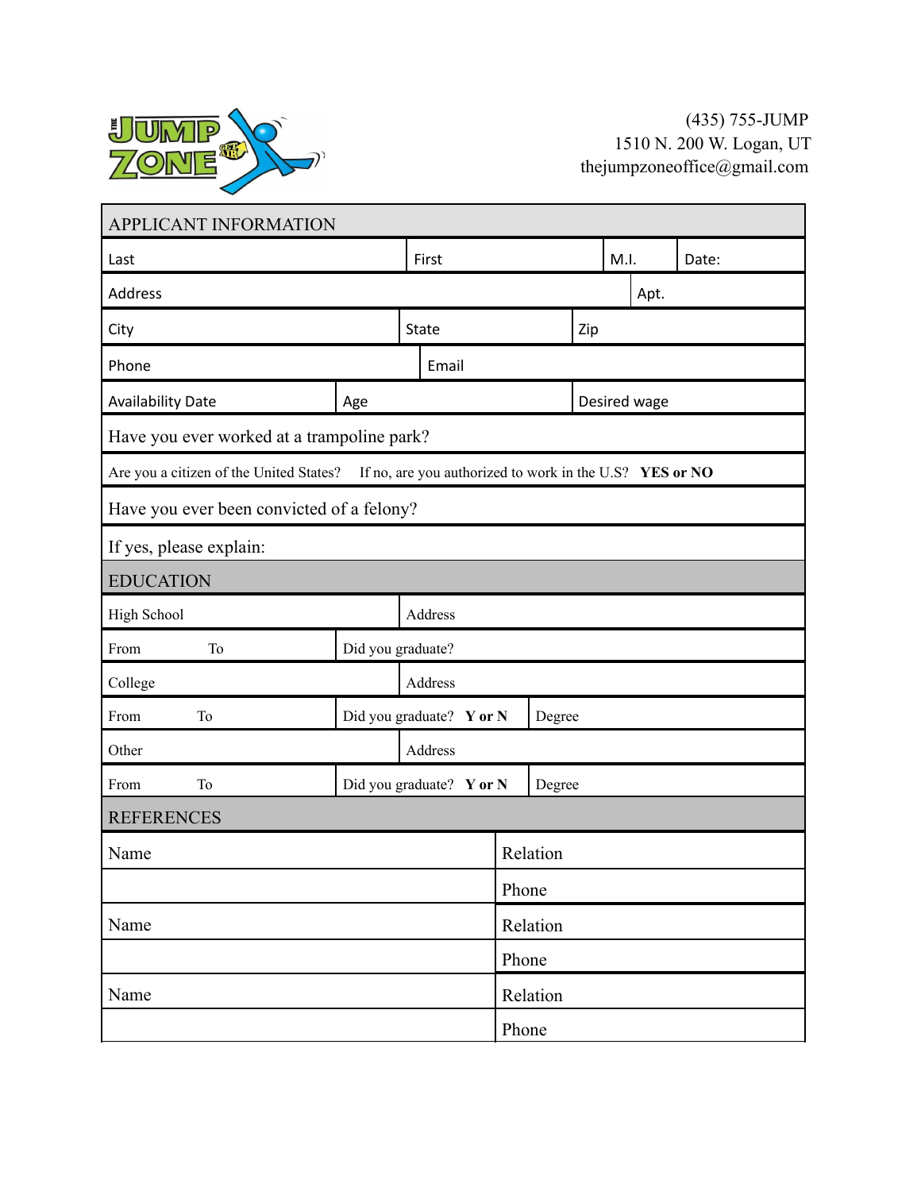(435) 755-JUMP
1510 N. 200 W. Logan, UT
thejumpzoneoffice@gmail.com

## APPLICANT INFORMATION

| Last | First | M.I. | Date: |
|---|---|---|---|

| Address | Apt. |
|---|---|

| City | State | Zip |
|---|---|---|

| Phone | Email |
|---|---|

| Availability Date | Age | Desired wage |
|---|---|---|

Have you ever worked at a trampoline park?

Are you a citizen of the United States? If no, are you authorized to work in the U.S? **YES or NO**

Have you ever been convicted of a felony?

If yes, please explain:

## EDUCATION

| High School | Address |
|---|---|
| From To | Did you graduate? |

| College | Address | |
|---|---|---|
| From To | Did you graduate? **Y or N** | Degree |

| Other | Address | |
|---|---|---|
| From To | Did you graduate? **Y or N** | Degree |

## REFERENCES

| Name | Relation |
|---|---|
| | Phone |
| Name | Relation |
| | Phone |
| Name | Relation |
| | Phone |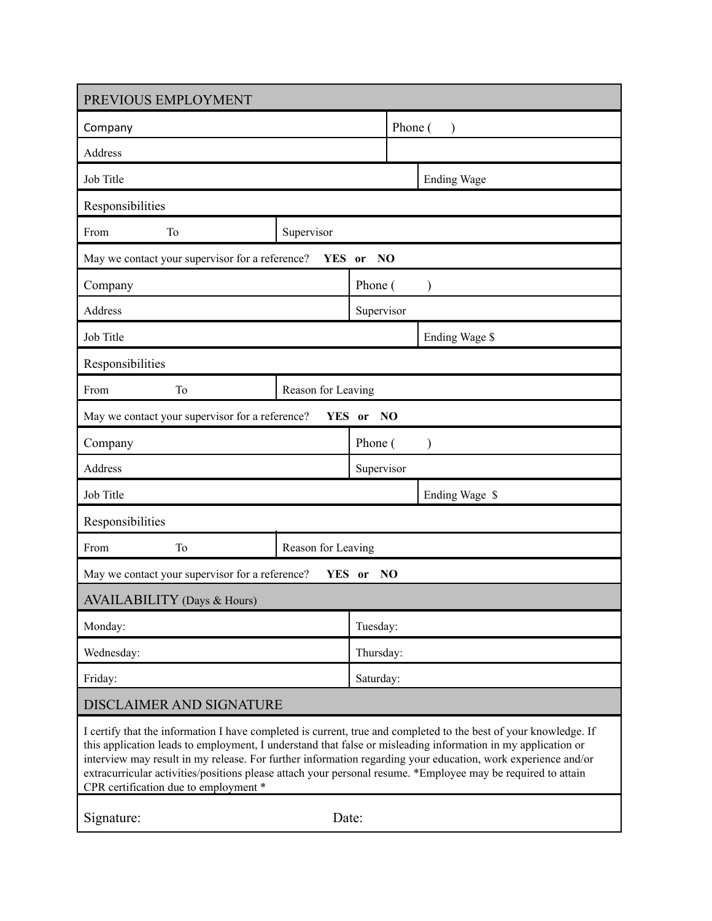## PREVIOUS EMPLOYMENT

| | |
|---|---|
| Company | Phone ( ) |
| Address | |
| Job Title | Ending Wage |
| Responsibilities | |
| From To | Supervisor |
| May we contact your supervisor for a reference? **YES or NO** | |

| | |
|---|---|
| Company | Phone ( ) |
| Address | Supervisor |
| Job Title | Ending Wage $ |
| Responsibilities | |
| From To | Reason for Leaving |
| May we contact your supervisor for a reference? **YES or NO** | |

| | |
|---|---|
| Company | Phone ( ) |
| Address | Supervisor |
| Job Title | Ending Wage $ |
| Responsibilities | |
| From To | Reason for Leaving |
| May we contact your supervisor for a reference? **YES or NO** | |

## AVAILABILITY (Days & Hours)

| | |
|---|---|
| Monday: | Tuesday: |
| Wednesday: | Thursday: |
| Friday: | Saturday: |

## DISCLAIMER AND SIGNATURE

I certify that the information I have completed is current, true and completed to the best of your knowledge. If this application leads to employment, I understand that false or misleading information in my application or interview may result in my release. For further information regarding your education, work experience and/or extracurricular activities/positions please attach your personal resume. *Employee may be required to attain CPR certification due to employment *

Signature: Date: